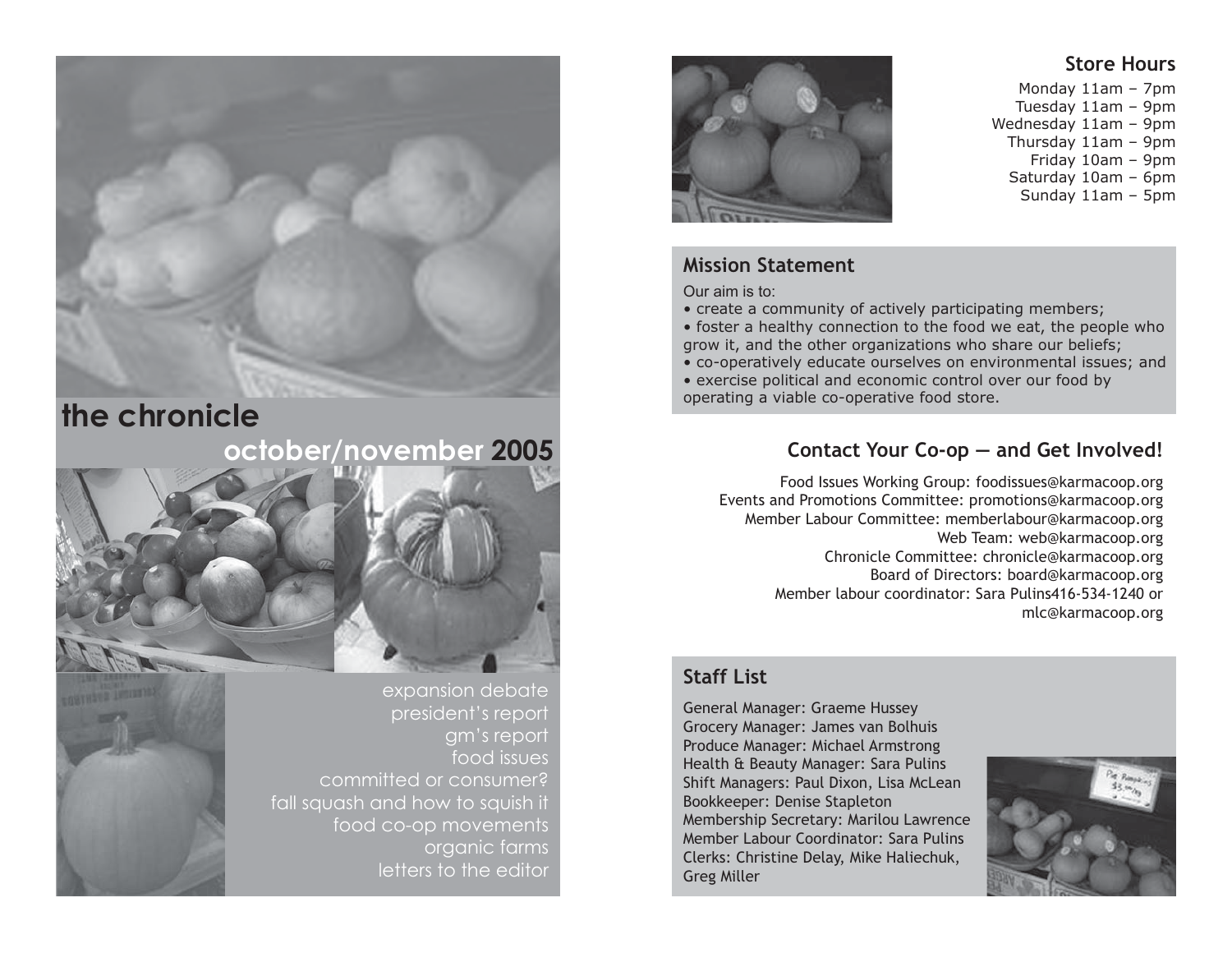# the chronicle

## october/november 2005

expansion debate
president's report
gm's report
food issues
committed or consumer?
fall squash and how to squish it
food co-op movements
organic farms
letters to the editor

## Store Hours

Monday 11am – 7pm
Tuesday 11am – 9pm
Wednesday 11am – 9pm
Thursday 11am – 9pm
Friday 10am – 9pm
Saturday 10am – 6pm
Sunday 11am – 5pm

## Mission Statement

Our aim is to:

- create a community of actively participating members;
- foster a healthy connection to the food we eat, the people who grow it, and the other organizations who share our beliefs;
- co-operatively educate ourselves on environmental issues; and
- exercise political and economic control over our food by operating a viable co-operative food store.

## Contact Your Co-op — and Get Involved!

Food Issues Working Group: foodissues@karmacoop.org
Events and Promotions Committee: promotions@karmacoop.org
Member Labour Committee: memberlabour@karmacoop.org
Web Team: web@karmacoop.org
Chronicle Committee: chronicle@karmacoop.org
Board of Directors: board@karmacoop.org
Member labour coordinator: Sara Pulins416-534-1240 or mlc@karmacoop.org

## Staff List

General Manager: Graeme Hussey
Grocery Manager: James van Bolhuis
Produce Manager: Michael Armstrong
Health & Beauty Manager: Sara Pulins
Shift Managers: Paul Dixon, Lisa McLean
Bookkeeper: Denise Stapleton
Membership Secretary: Marilou Lawrence
Member Labour Coordinator: Sara Pulins
Clerks: Christine Delay, Mike Haliechuk, Greg Miller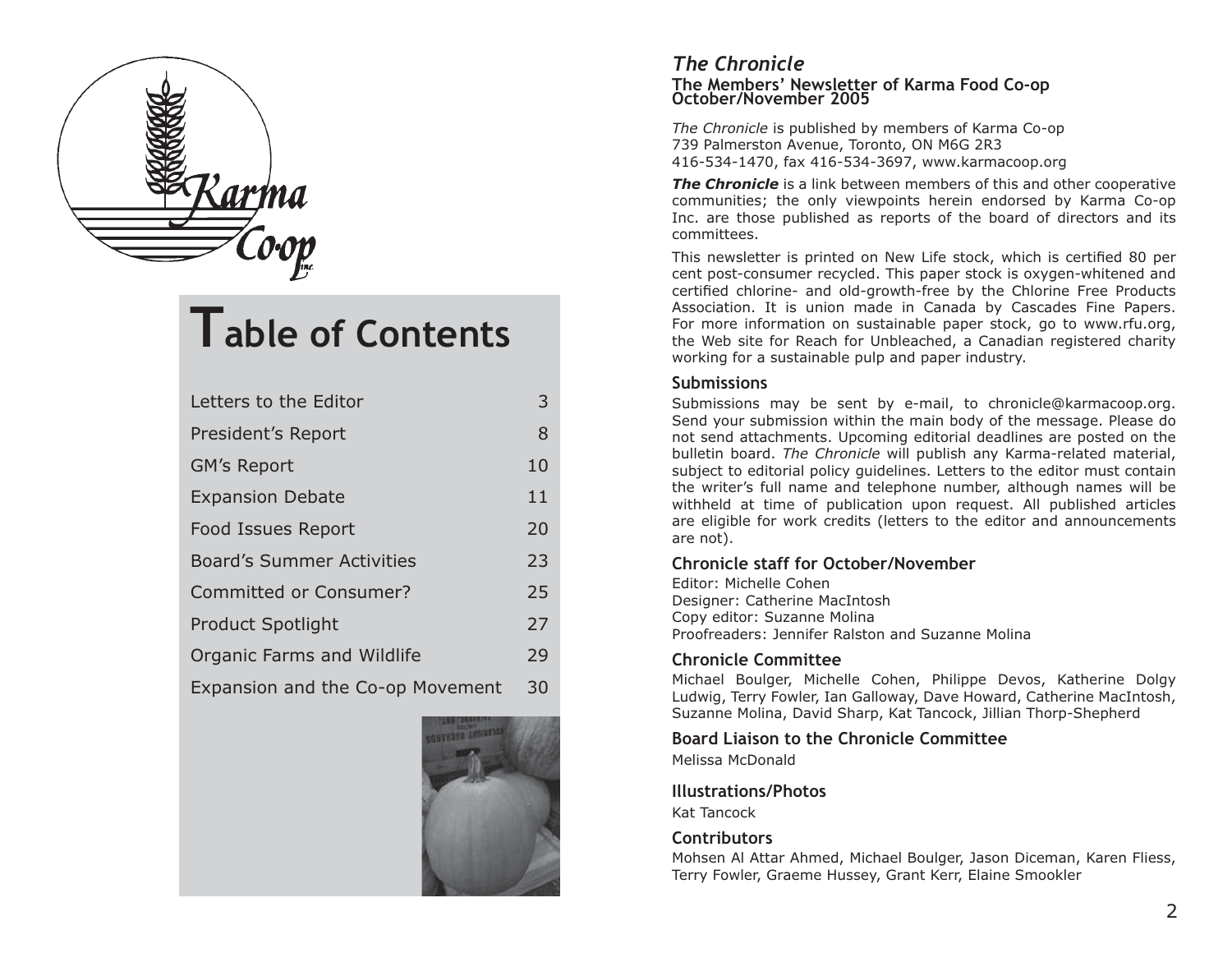# Table of Contents

| | |
|---|---|
| Letters to the Editor | 3 |
| President's Report | 8 |
| GM's Report | 10 |
| Expansion Debate | 11 |
| Food Issues Report | 20 |
| Board's Summer Activities | 23 |
| Committed or Consumer? | 25 |
| Product Spotlight | 27 |
| Organic Farms and Wildlife | 29 |
| Expansion and the Co-op Movement | 30 |

## *The Chronicle*

**The Members' Newsletter of Karma Food Co-op**
**October/November 2005**

*The Chronicle* is published by members of Karma Co-op
739 Palmerston Avenue, Toronto, ON M6G 2R3
416-534-1470, fax 416-534-3697, www.karmacoop.org

***The Chronicle*** is a link between members of this and other cooperative communities; the only viewpoints herein endorsed by Karma Co-op Inc. are those published as reports of the board of directors and its committees.

This newsletter is printed on New Life stock, which is certified 80 per cent post-consumer recycled. This paper stock is oxygen-whitened and certified chlorine- and old-growth-free by the Chlorine Free Products Association. It is union made in Canada by Cascades Fine Papers. For more information on sustainable paper stock, go to www.rfu.org, the Web site for Reach for Unbleached, a Canadian registered charity working for a sustainable pulp and paper industry.

### Submissions

Submissions may be sent by e-mail, to chronicle@karmacoop.org. Send your submission within the main body of the message. Please do not send attachments. Upcoming editorial deadlines are posted on the bulletin board. *The Chronicle* will publish any Karma-related material, subject to editorial policy guidelines. Letters to the editor must contain the writer's full name and telephone number, although names will be withheld at time of publication upon request. All published articles are eligible for work credits (letters to the editor and announcements are not).

### Chronicle staff for October/November

Editor: Michelle Cohen
Designer: Catherine MacIntosh
Copy editor: Suzanne Molina
Proofreaders: Jennifer Ralston and Suzanne Molina

### Chronicle Committee

Michael Boulger, Michelle Cohen, Philippe Devos, Katherine Dolgy Ludwig, Terry Fowler, Ian Galloway, Dave Howard, Catherine MacIntosh, Suzanne Molina, David Sharp, Kat Tancock, Jillian Thorp-Shepherd

### Board Liaison to the Chronicle Committee

Melissa McDonald

### Illustrations/Photos

Kat Tancock

### Contributors

Mohsen Al Attar Ahmed, Michael Boulger, Jason Diceman, Karen Fliess, Terry Fowler, Graeme Hussey, Grant Kerr, Elaine Smookler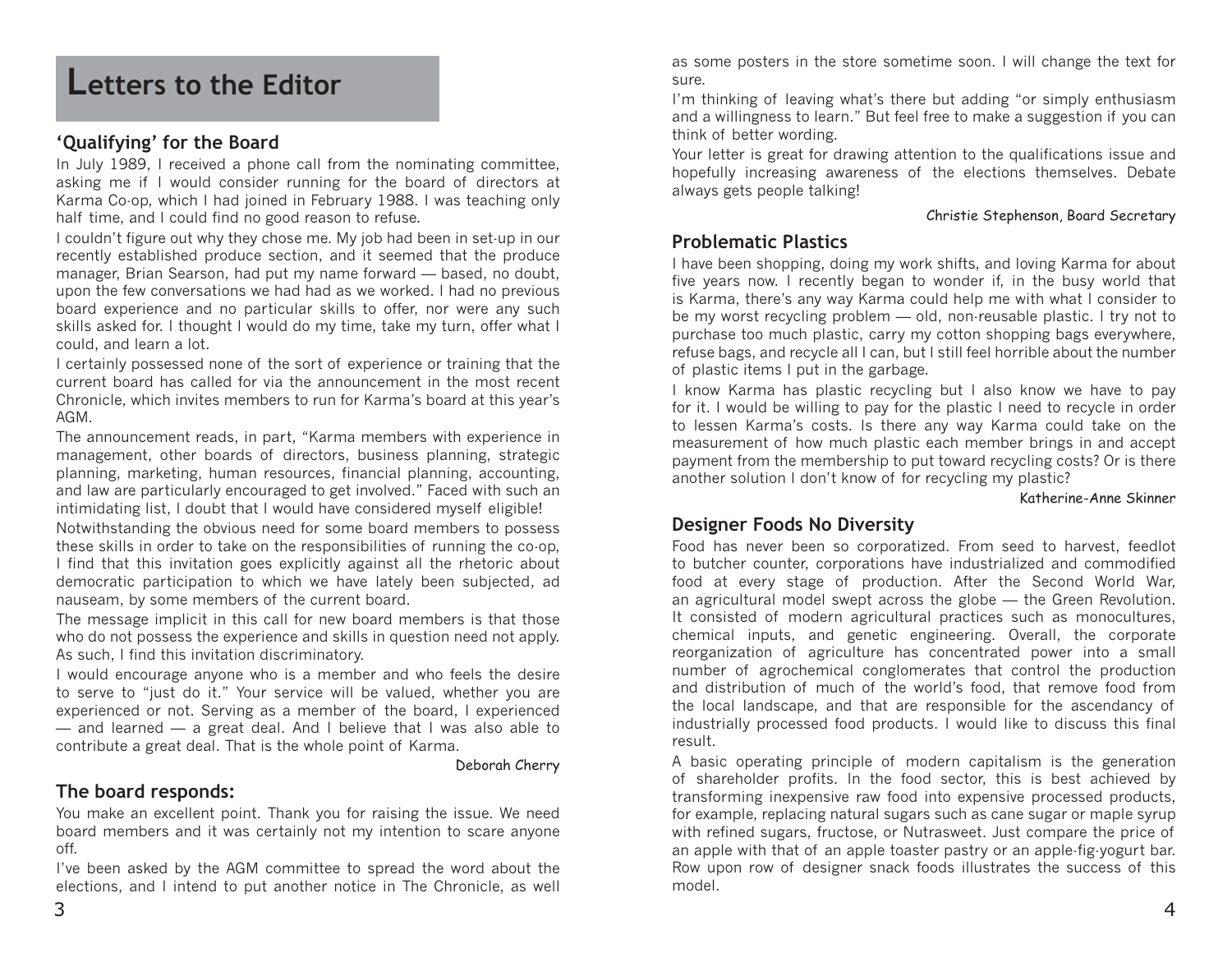# Letters to the Editor

## 'Qualifying' for the Board

In July 1989, I received a phone call from the nominating committee, asking me if I would consider running for the board of directors at Karma Co-op, which I had joined in February 1988. I was teaching only half time, and I could find no good reason to refuse.

I couldn't figure out why they chose me. My job had been in set-up in our recently established produce section, and it seemed that the produce manager, Brian Searson, had put my name forward — based, no doubt, upon the few conversations we had had as we worked. I had no previous board experience and no particular skills to offer, nor were any such skills asked for. I thought I would do my time, take my turn, offer what I could, and learn a lot.

I certainly possessed none of the sort of experience or training that the current board has called for via the announcement in the most recent Chronicle, which invites members to run for Karma's board at this year's AGM.

The announcement reads, in part, "Karma members with experience in management, other boards of directors, business planning, strategic planning, marketing, human resources, financial planning, accounting, and law are particularly encouraged to get involved." Faced with such an intimidating list, I doubt that I would have considered myself eligible!

Notwithstanding the obvious need for some board members to possess these skills in order to take on the responsibilities of running the co-op, I find that this invitation goes explicitly against all the rhetoric about democratic participation to which we have lately been subjected, ad nauseam, by some members of the current board.

The message implicit in this call for new board members is that those who do not possess the experience and skills in question need not apply. As such, I find this invitation discriminatory.

I would encourage anyone who is a member and who feels the desire to serve to "just do it." Your service will be valued, whether you are experienced or not. Serving as a member of the board, I experienced — and learned — a great deal. And I believe that I was also able to contribute a great deal. That is the whole point of Karma.

Deborah Cherry

## The board responds:

You make an excellent point. Thank you for raising the issue. We need board members and it was certainly not my intention to scare anyone off.

I've been asked by the AGM committee to spread the word about the elections, and I intend to put another notice in The Chronicle, as well as some posters in the store sometime soon. I will change the text for sure.

I'm thinking of leaving what's there but adding "or simply enthusiasm and a willingness to learn." But feel free to make a suggestion if you can think of better wording.

Your letter is great for drawing attention to the qualifications issue and hopefully increasing awareness of the elections themselves. Debate always gets people talking!

Christie Stephenson, Board Secretary

## Problematic Plastics

I have been shopping, doing my work shifts, and loving Karma for about five years now. I recently began to wonder if, in the busy world that is Karma, there's any way Karma could help me with what I consider to be my worst recycling problem — old, non-reusable plastic. I try not to purchase too much plastic, carry my cotton shopping bags everywhere, refuse bags, and recycle all I can, but I still feel horrible about the number of plastic items I put in the garbage.

I know Karma has plastic recycling but I also know we have to pay for it. I would be willing to pay for the plastic I need to recycle in order to lessen Karma's costs. Is there any way Karma could take on the measurement of how much plastic each member brings in and accept payment from the membership to put toward recycling costs? Or is there another solution I don't know of for recycling my plastic?

Katherine-Anne Skinner

## Designer Foods No Diversity

Food has never been so corporatized. From seed to harvest, feedlot to butcher counter, corporations have industrialized and commodified food at every stage of production. After the Second World War, an agricultural model swept across the globe — the Green Revolution. It consisted of modern agricultural practices such as monocultures, chemical inputs, and genetic engineering. Overall, the corporate reorganization of agriculture has concentrated power into a small number of agrochemical conglomerates that control the production and distribution of much of the world's food, that remove food from the local landscape, and that are responsible for the ascendancy of industrially processed food products. I would like to discuss this final result.

A basic operating principle of modern capitalism is the generation of shareholder profits. In the food sector, this is best achieved by transforming inexpensive raw food into expensive processed products, for example, replacing natural sugars such as cane sugar or maple syrup with refined sugars, fructose, or Nutrasweet. Just compare the price of an apple with that of an apple toaster pastry or an apple-fig-yogurt bar. Row upon row of designer snack foods illustrates the success of this model.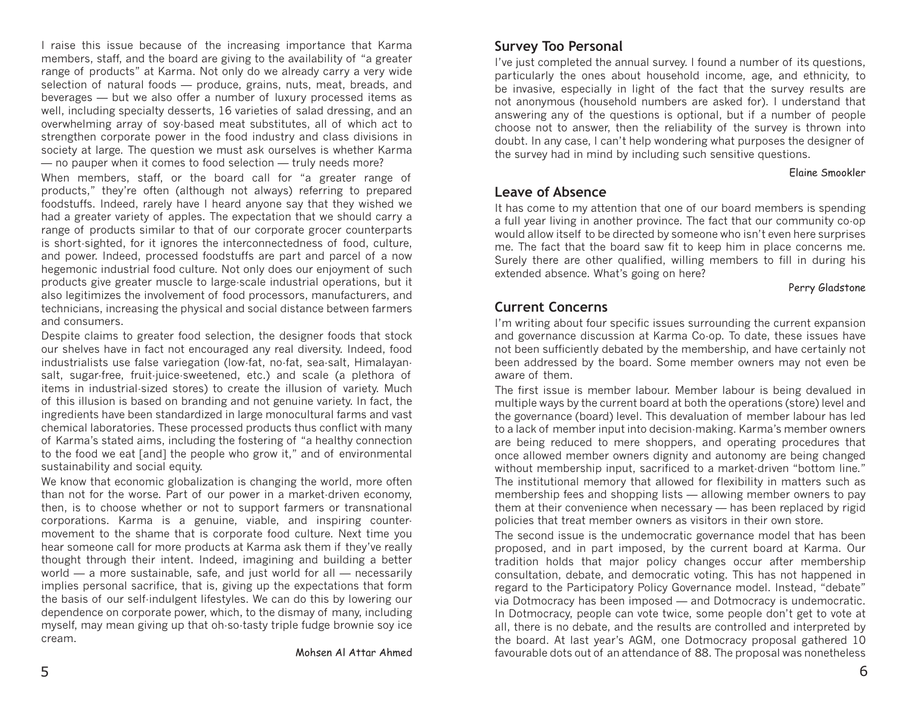I raise this issue because of the increasing importance that Karma members, staff, and the board are giving to the availability of "a greater range of products" at Karma. Not only do we already carry a very wide selection of natural foods — produce, grains, nuts, meat, breads, and beverages — but we also offer a number of luxury processed items as well, including specialty desserts, 16 varieties of salad dressing, and an overwhelming array of soy-based meat substitutes, all of which act to strengthen corporate power in the food industry and class divisions in society at large. The question we must ask ourselves is whether Karma — no pauper when it comes to food selection — truly needs more?

When members, staff, or the board call for "a greater range of products," they're often (although not always) referring to prepared foodstuffs. Indeed, rarely have I heard anyone say that they wished we had a greater variety of apples. The expectation that we should carry a range of products similar to that of our corporate grocer counterparts is short-sighted, for it ignores the interconnectedness of food, culture, and power. Indeed, processed foodstuffs are part and parcel of a now hegemonic industrial food culture. Not only does our enjoyment of such products give greater muscle to large-scale industrial operations, but it also legitimizes the involvement of food processors, manufacturers, and technicians, increasing the physical and social distance between farmers and consumers.

Despite claims to greater food selection, the designer foods that stock our shelves have in fact not encouraged any real diversity. Indeed, food industrialists use false variegation (low-fat, no-fat, sea-salt, Himalayan-salt, sugar-free, fruit-juice-sweetened, etc.) and scale (a plethora of items in industrial-sized stores) to create the illusion of variety. Much of this illusion is based on branding and not genuine variety. In fact, the ingredients have been standardized in large monocultural farms and vast chemical laboratories. These processed products thus conflict with many of Karma's stated aims, including the fostering of "a healthy connection to the food we eat [and] the people who grow it," and of environmental sustainability and social equity.

We know that economic globalization is changing the world, more often than not for the worse. Part of our power in a market-driven economy, then, is to choose whether or not to support farmers or transnational corporations. Karma is a genuine, viable, and inspiring counter-movement to the shame that is corporate food culture. Next time you hear someone call for more products at Karma ask them if they've really thought through their intent. Indeed, imagining and building a better world — a more sustainable, safe, and just world for all — necessarily implies personal sacrifice, that is, giving up the expectations that form the basis of our self-indulgent lifestyles. We can do this by lowering our dependence on corporate power, which, to the dismay of many, including myself, may mean giving up that oh-so-tasty triple fudge brownie soy ice cream.

Mohsen Al Attar Ahmed

## Survey Too Personal

I've just completed the annual survey. I found a number of its questions, particularly the ones about household income, age, and ethnicity, to be invasive, especially in light of the fact that the survey results are not anonymous (household numbers are asked for). I understand that answering any of the questions is optional, but if a number of people choose not to answer, then the reliability of the survey is thrown into doubt. In any case, I can't help wondering what purposes the designer of the survey had in mind by including such sensitive questions.

Elaine Smookler

## Leave of Absence

It has come to my attention that one of our board members is spending a full year living in another province. The fact that our community co-op would allow itself to be directed by someone who isn't even here surprises me. The fact that the board saw fit to keep him in place concerns me. Surely there are other qualified, willing members to fill in during his extended absence. What's going on here?

Perry Gladstone

## Current Concerns

I'm writing about four specific issues surrounding the current expansion and governance discussion at Karma Co-op. To date, these issues have not been sufficiently debated by the membership, and have certainly not been addressed by the board. Some member owners may not even be aware of them.

The first issue is member labour. Member labour is being devalued in multiple ways by the current board at both the operations (store) level and the governance (board) level. This devaluation of member labour has led to a lack of member input into decision-making. Karma's member owners are being reduced to mere shoppers, and operating procedures that once allowed member owners dignity and autonomy are being changed without membership input, sacrificed to a market-driven "bottom line." The institutional memory that allowed for flexibility in matters such as membership fees and shopping lists — allowing member owners to pay them at their convenience when necessary — has been replaced by rigid policies that treat member owners as visitors in their own store.

The second issue is the undemocratic governance model that has been proposed, and in part imposed, by the current board at Karma. Our tradition holds that major policy changes occur after membership consultation, debate, and democratic voting. This has not happened in regard to the Participatory Policy Governance model. Instead, "debate" via Dotmocracy has been imposed — and Dotmocracy is undemocratic. In Dotmocracy, people can vote twice, some people don't get to vote at all, there is no debate, and the results are controlled and interpreted by the board. At last year's AGM, one Dotmocracy proposal gathered 10 favourable dots out of an attendance of 88. The proposal was nonetheless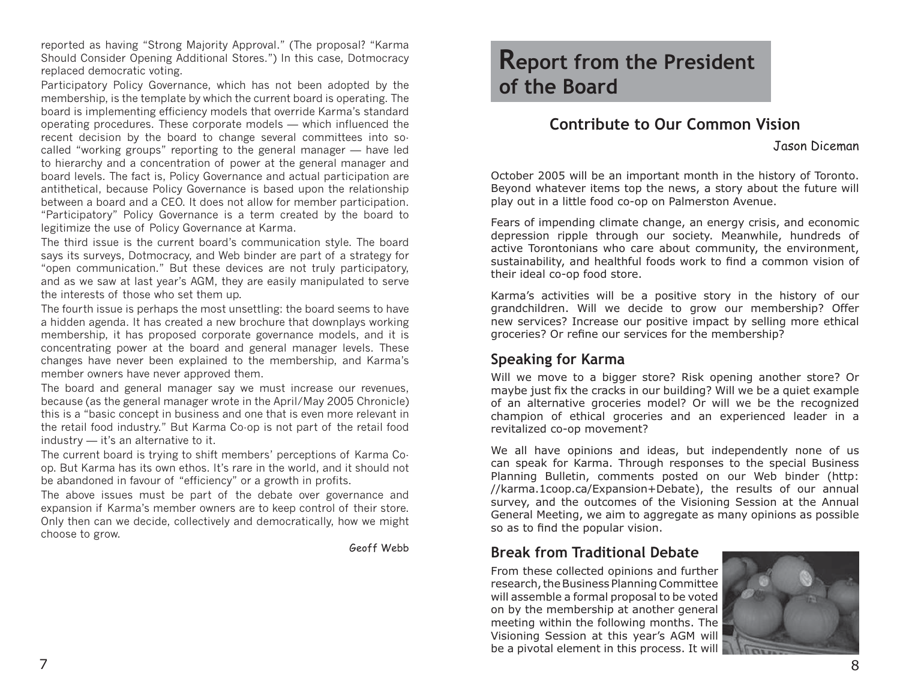reported as having "Strong Majority Approval." (The proposal? "Karma Should Consider Opening Additional Stores.") In this case, Dotmocracy replaced democratic voting.

Participatory Policy Governance, which has not been adopted by the membership, is the template by which the current board is operating. The board is implementing efficiency models that override Karma's standard operating procedures. These corporate models — which influenced the recent decision by the board to change several committees into so-called "working groups" reporting to the general manager — have led to hierarchy and a concentration of power at the general manager and board levels. The fact is, Policy Governance and actual participation are antithetical, because Policy Governance is based upon the relationship between a board and a CEO. It does not allow for member participation. "Participatory" Policy Governance is a term created by the board to legitimize the use of Policy Governance at Karma.

The third issue is the current board's communication style. The board says its surveys, Dotmocracy, and Web binder are part of a strategy for "open communication." But these devices are not truly participatory, and as we saw at last year's AGM, they are easily manipulated to serve the interests of those who set them up.

The fourth issue is perhaps the most unsettling: the board seems to have a hidden agenda. It has created a new brochure that downplays working membership, it has proposed corporate governance models, and it is concentrating power at the board and general manager levels. These changes have never been explained to the membership, and Karma's member owners have never approved them.

The board and general manager say we must increase our revenues, because (as the general manager wrote in the April/May 2005 Chronicle) this is a "basic concept in business and one that is even more relevant in the retail food industry." But Karma Co-op is not part of the retail food industry — it's an alternative to it.

The current board is trying to shift members' perceptions of Karma Co-op. But Karma has its own ethos. It's rare in the world, and it should not be abandoned in favour of "efficiency" or a growth in profits.

The above issues must be part of the debate over governance and expansion if Karma's member owners are to keep control of their store. Only then can we decide, collectively and democratically, how we might choose to grow.

Geoff Webb

# Report from the President of the Board

## Contribute to Our Common Vision

Jason Diceman

October 2005 will be an important month in the history of Toronto. Beyond whatever items top the news, a story about the future will play out in a little food co-op on Palmerston Avenue.

Fears of impending climate change, an energy crisis, and economic depression ripple through our society. Meanwhile, hundreds of active Torontonians who care about community, the environment, sustainability, and healthful foods work to find a common vision of their ideal co-op food store.

Karma's activities will be a positive story in the history of our grandchildren. Will we decide to grow our membership? Offer new services? Increase our positive impact by selling more ethical groceries? Or refine our services for the membership?

### Speaking for Karma

Will we move to a bigger store? Risk opening another store? Or maybe just fix the cracks in our building? Will we be a quiet example of an alternative groceries model? Or will we be the recognized champion of ethical groceries and an experienced leader in a revitalized co-op movement?

We all have opinions and ideas, but independently none of us can speak for Karma. Through responses to the special Business Planning Bulletin, comments posted on our Web binder (http://karma.1coop.ca/Expansion+Debate), the results of our annual survey, and the outcomes of the Visioning Session at the Annual General Meeting, we aim to aggregate as many opinions as possible so as to find the popular vision.

### Break from Traditional Debate

From these collected opinions and further research, the Business Planning Committee will assemble a formal proposal to be voted on by the membership at another general meeting within the following months. The Visioning Session at this year's AGM will be a pivotal element in this process. It will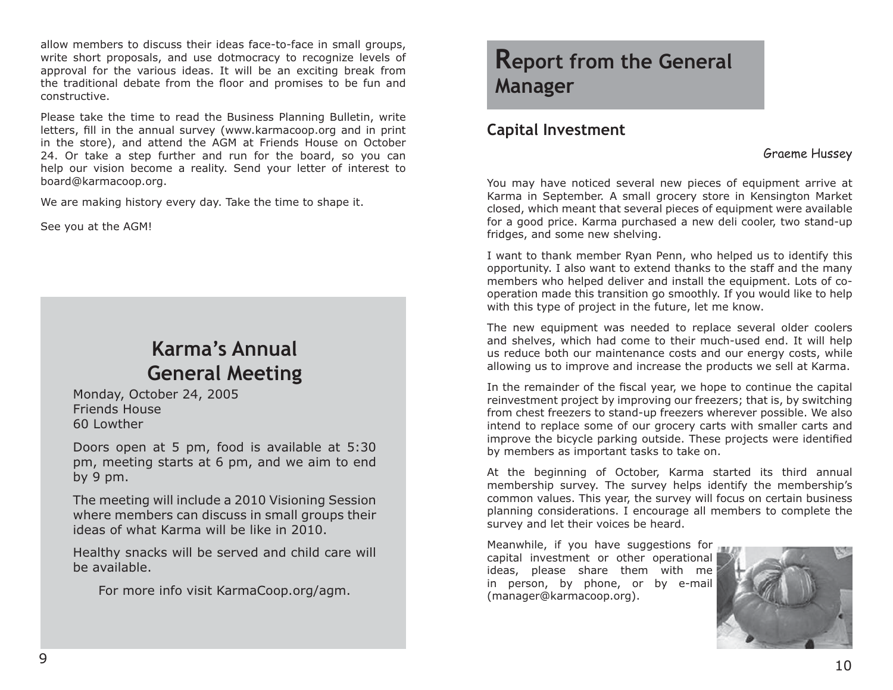allow members to discuss their ideas face-to-face in small groups, write short proposals, and use dotmocracy to recognize levels of approval for the various ideas. It will be an exciting break from the traditional debate from the floor and promises to be fun and constructive.

Please take the time to read the Business Planning Bulletin, write letters, fill in the annual survey (www.karmacoop.org and in print in the store), and attend the AGM at Friends House on October 24. Or take a step further and run for the board, so you can help our vision become a reality. Send your letter of interest to board@karmacoop.org.

We are making history every day. Take the time to shape it.

See you at the AGM!

## Karma's Annual General Meeting

Monday, October 24, 2005
Friends House
60 Lowther

Doors open at 5 pm, food is available at 5:30 pm, meeting starts at 6 pm, and we aim to end by 9 pm.

The meeting will include a 2010 Visioning Session where members can discuss in small groups their ideas of what Karma will be like in 2010.

Healthy snacks will be served and child care will be available.

For more info visit KarmaCoop.org/agm.

# Report from the General Manager

## Capital Investment

Graeme Hussey

You may have noticed several new pieces of equipment arrive at Karma in September. A small grocery store in Kensington Market closed, which meant that several pieces of equipment were available for a good price. Karma purchased a new deli cooler, two stand-up fridges, and some new shelving.

I want to thank member Ryan Penn, who helped us to identify this opportunity. I also want to extend thanks to the staff and the many members who helped deliver and install the equipment. Lots of co-operation made this transition go smoothly. If you would like to help with this type of project in the future, let me know.

The new equipment was needed to replace several older coolers and shelves, which had come to their much-used end. It will help us reduce both our maintenance costs and our energy costs, while allowing us to improve and increase the products we sell at Karma.

In the remainder of the fiscal year, we hope to continue the capital reinvestment project by improving our freezers; that is, by switching from chest freezers to stand-up freezers wherever possible. We also intend to replace some of our grocery carts with smaller carts and improve the bicycle parking outside. These projects were identified by members as important tasks to take on.

At the beginning of October, Karma started its third annual membership survey. The survey helps identify the membership's common values. This year, the survey will focus on certain business planning considerations. I encourage all members to complete the survey and let their voices be heard.

Meanwhile, if you have suggestions for capital investment or other operational ideas, please share them with me in person, by phone, or by e-mail (manager@karmacoop.org).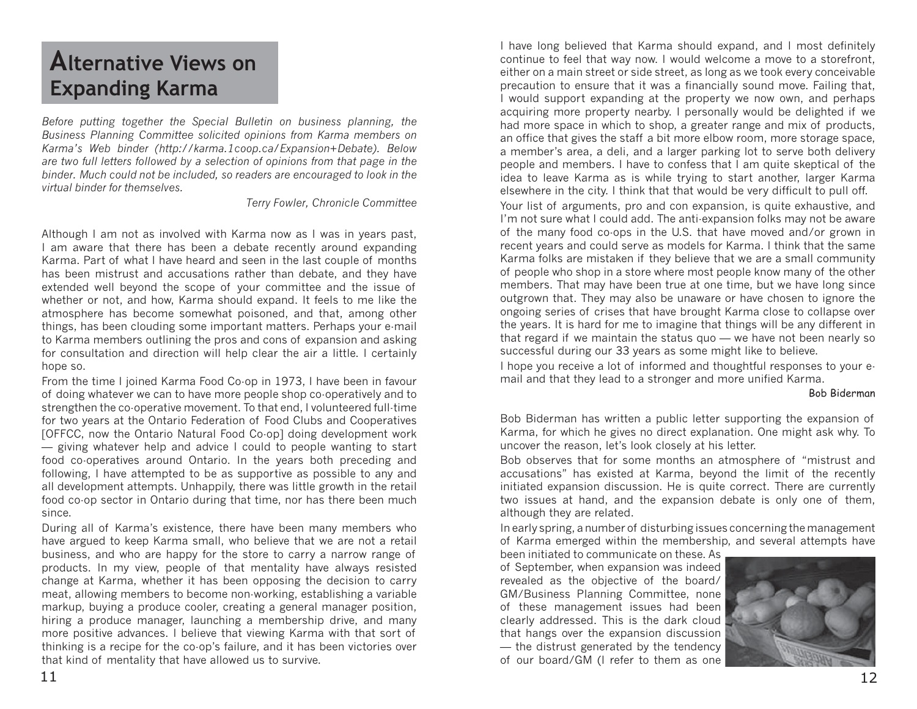# Alternative Views on Expanding Karma

*Before putting together the Special Bulletin on business planning, the Business Planning Committee solicited opinions from Karma members on Karma's Web binder (http://karma.1coop.ca/Expansion+Debate). Below are two full letters followed by a selection of opinions from that page in the binder. Much could not be included, so readers are encouraged to look in the virtual binder for themselves.*

*Terry Fowler, Chronicle Committee*

Although I am not as involved with Karma now as I was in years past, I am aware that there has been a debate recently around expanding Karma. Part of what I have heard and seen in the last couple of months has been mistrust and accusations rather than debate, and they have extended well beyond the scope of your committee and the issue of whether or not, and how, Karma should expand. It feels to me like the atmosphere has become somewhat poisoned, and that, among other things, has been clouding some important matters. Perhaps your e-mail to Karma members outlining the pros and cons of expansion and asking for consultation and direction will help clear the air a little. I certainly hope so.

From the time I joined Karma Food Co-op in 1973, I have been in favour of doing whatever we can to have more people shop co-operatively and to strengthen the co-operative movement. To that end, I volunteered full-time for two years at the Ontario Federation of Food Clubs and Cooperatives [OFFCC, now the Ontario Natural Food Co-op] doing development work — giving whatever help and advice I could to people wanting to start food co-operatives around Ontario. In the years both preceding and following, I have attempted to be as supportive as possible to any and all development attempts. Unhappily, there was little growth in the retail food co-op sector in Ontario during that time, nor has there been much since.

During all of Karma's existence, there have been many members who have argued to keep Karma small, who believe that we are not a retail business, and who are happy for the store to carry a narrow range of products. In my view, people of that mentality have always resisted change at Karma, whether it has been opposing the decision to carry meat, allowing members to become non-working, establishing a variable markup, buying a produce cooler, creating a general manager position, hiring a produce manager, launching a membership drive, and many more positive advances. I believe that viewing Karma with that sort of thinking is a recipe for the co-op's failure, and it has been victories over that kind of mentality that have allowed us to survive.

I have long believed that Karma should expand, and I most definitely continue to feel that way now. I would welcome a move to a storefront, either on a main street or side street, as long as we took every conceivable precaution to ensure that it was a financially sound move. Failing that, I would support expanding at the property we now own, and perhaps acquiring more property nearby. I personally would be delighted if we had more space in which to shop, a greater range and mix of products, an office that gives the staff a bit more elbow room, more storage space, a member's area, a deli, and a larger parking lot to serve both delivery people and members. I have to confess that I am quite skeptical of the idea to leave Karma as is while trying to start another, larger Karma elsewhere in the city. I think that that would be very difficult to pull off.

Your list of arguments, pro and con expansion, is quite exhaustive, and I'm not sure what I could add. The anti-expansion folks may not be aware of the many food co-ops in the U.S. that have moved and/or grown in recent years and could serve as models for Karma. I think that the same Karma folks are mistaken if they believe that we are a small community of people who shop in a store where most people know many of the other members. That may have been true at one time, but we have long since outgrown that. They may also be unaware or have chosen to ignore the ongoing series of crises that have brought Karma close to collapse over the years. It is hard for me to imagine that things will be any different in that regard if we maintain the status quo — we have not been nearly so successful during our 33 years as some might like to believe.

I hope you receive a lot of informed and thoughtful responses to your e-mail and that they lead to a stronger and more unified Karma.

Bob Biderman

Bob Biderman has written a public letter supporting the expansion of Karma, for which he gives no direct explanation. One might ask why. To uncover the reason, let's look closely at his letter.

Bob observes that for some months an atmosphere of "mistrust and accusations" has existed at Karma, beyond the limit of the recently initiated expansion discussion. He is quite correct. There are currently two issues at hand, and the expansion debate is only one of them, although they are related.

In early spring, a number of disturbing issues concerning the management of Karma emerged within the membership, and several attempts have been initiated to communicate on these. As of September, when expansion was indeed revealed as the objective of the board/GM/Business Planning Committee, none of these management issues had been clearly addressed. This is the dark cloud that hangs over the expansion discussion — the distrust generated by the tendency of our board/GM (I refer to them as one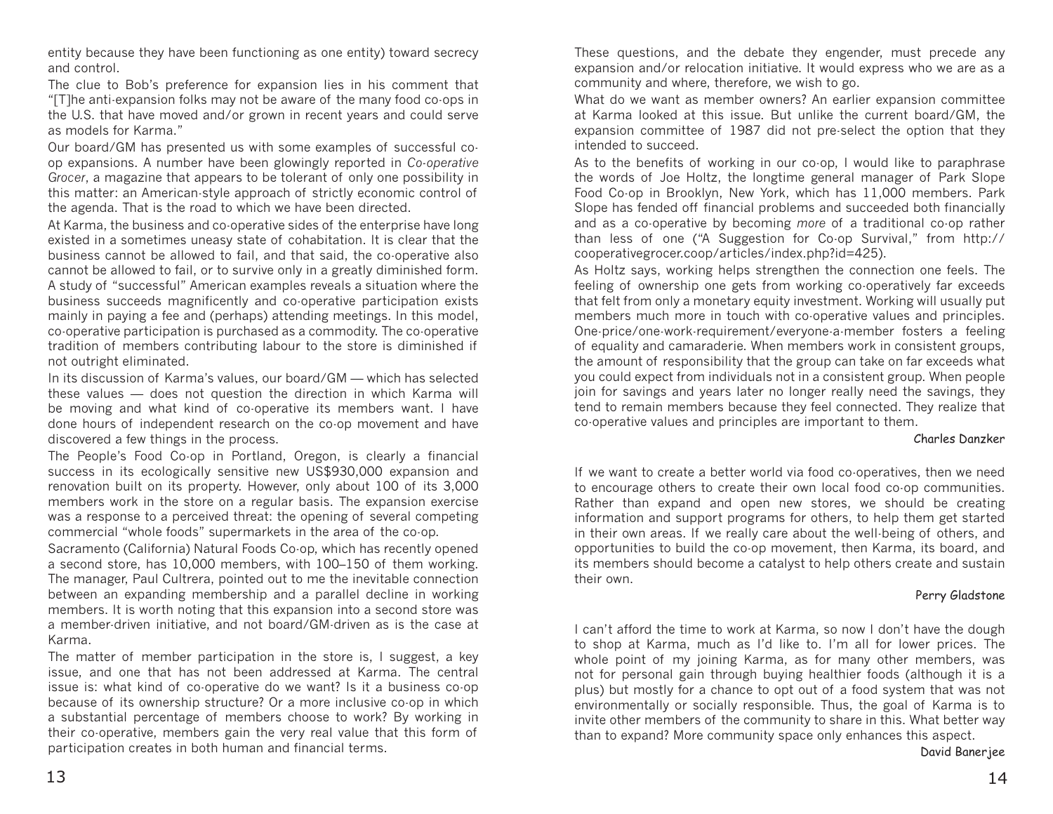entity because they have been functioning as one entity) toward secrecy and control.

The clue to Bob's preference for expansion lies in his comment that "[T]he anti-expansion folks may not be aware of the many food co-ops in the U.S. that have moved and/or grown in recent years and could serve as models for Karma."

Our board/GM has presented us with some examples of successful co-op expansions. A number have been glowingly reported in *Co-operative Grocer*, a magazine that appears to be tolerant of only one possibility in this matter: an American-style approach of strictly economic control of the agenda. That is the road to which we have been directed.

At Karma, the business and co-operative sides of the enterprise have long existed in a sometimes uneasy state of cohabitation. It is clear that the business cannot be allowed to fail, and that said, the co-operative also cannot be allowed to fail, or to survive only in a greatly diminished form. A study of "successful" American examples reveals a situation where the business succeeds magnificently and co-operative participation exists mainly in paying a fee and (perhaps) attending meetings. In this model, co-operative participation is purchased as a commodity. The co-operative tradition of members contributing labour to the store is diminished if not outright eliminated.

In its discussion of Karma's values, our board/GM — which has selected these values — does not question the direction in which Karma will be moving and what kind of co-operative its members want. I have done hours of independent research on the co-op movement and have discovered a few things in the process.

The People's Food Co-op in Portland, Oregon, is clearly a financial success in its ecologically sensitive new US$930,000 expansion and renovation built on its property. However, only about 100 of its 3,000 members work in the store on a regular basis. The expansion exercise was a response to a perceived threat: the opening of several competing commercial "whole foods" supermarkets in the area of the co-op.

Sacramento (California) Natural Foods Co-op, which has recently opened a second store, has 10,000 members, with 100–150 of them working. The manager, Paul Cultrera, pointed out to me the inevitable connection between an expanding membership and a parallel decline in working members. It is worth noting that this expansion into a second store was a member-driven initiative, and not board/GM-driven as is the case at Karma.

The matter of member participation in the store is, I suggest, a key issue, and one that has not been addressed at Karma. The central issue is: what kind of co-operative do we want? Is it a business co-op because of its ownership structure? Or a more inclusive co-op in which a substantial percentage of members choose to work? By working in their co-operative, members gain the very real value that this form of participation creates in both human and financial terms.

These questions, and the debate they engender, must precede any expansion and/or relocation initiative. It would express who we are as a community and where, therefore, we wish to go.

What do we want as member owners? An earlier expansion committee at Karma looked at this issue. But unlike the current board/GM, the expansion committee of 1987 did not pre-select the option that they intended to succeed.

As to the benefits of working in our co-op, I would like to paraphrase the words of Joe Holtz, the longtime general manager of Park Slope Food Co-op in Brooklyn, New York, which has 11,000 members. Park Slope has fended off financial problems and succeeded both financially and as a co-operative by becoming *more* of a traditional co-op rather than less of one ("A Suggestion for Co-op Survival," from http://cooperativegrocer.coop/articles/index.php?id=425).

As Holtz says, working helps strengthen the connection one feels. The feeling of ownership one gets from working co-operatively far exceeds that felt from only a monetary equity investment. Working will usually put members much more in touch with co-operative values and principles. One-price/one-work-requirement/everyone-a-member fosters a feeling of equality and camaraderie. When members work in consistent groups, the amount of responsibility that the group can take on far exceeds what you could expect from individuals not in a consistent group. When people join for savings and years later no longer really need the savings, they tend to remain members because they feel connected. They realize that co-operative values and principles are important to them.

Charles Danzker

If we want to create a better world via food co-operatives, then we need to encourage others to create their own local food co-op communities. Rather than expand and open new stores, we should be creating information and support programs for others, to help them get started in their own areas. If we really care about the well-being of others, and opportunities to build the co-op movement, then Karma, its board, and its members should become a catalyst to help others create and sustain their own.

Perry Gladstone

I can't afford the time to work at Karma, so now I don't have the dough to shop at Karma, much as I'd like to. I'm all for lower prices. The whole point of my joining Karma, as for many other members, was not for personal gain through buying healthier foods (although it is a plus) but mostly for a chance to opt out of a food system that was not environmentally or socially responsible. Thus, the goal of Karma is to invite other members of the community to share in this. What better way than to expand? More community space only enhances this aspect.

David Banerjee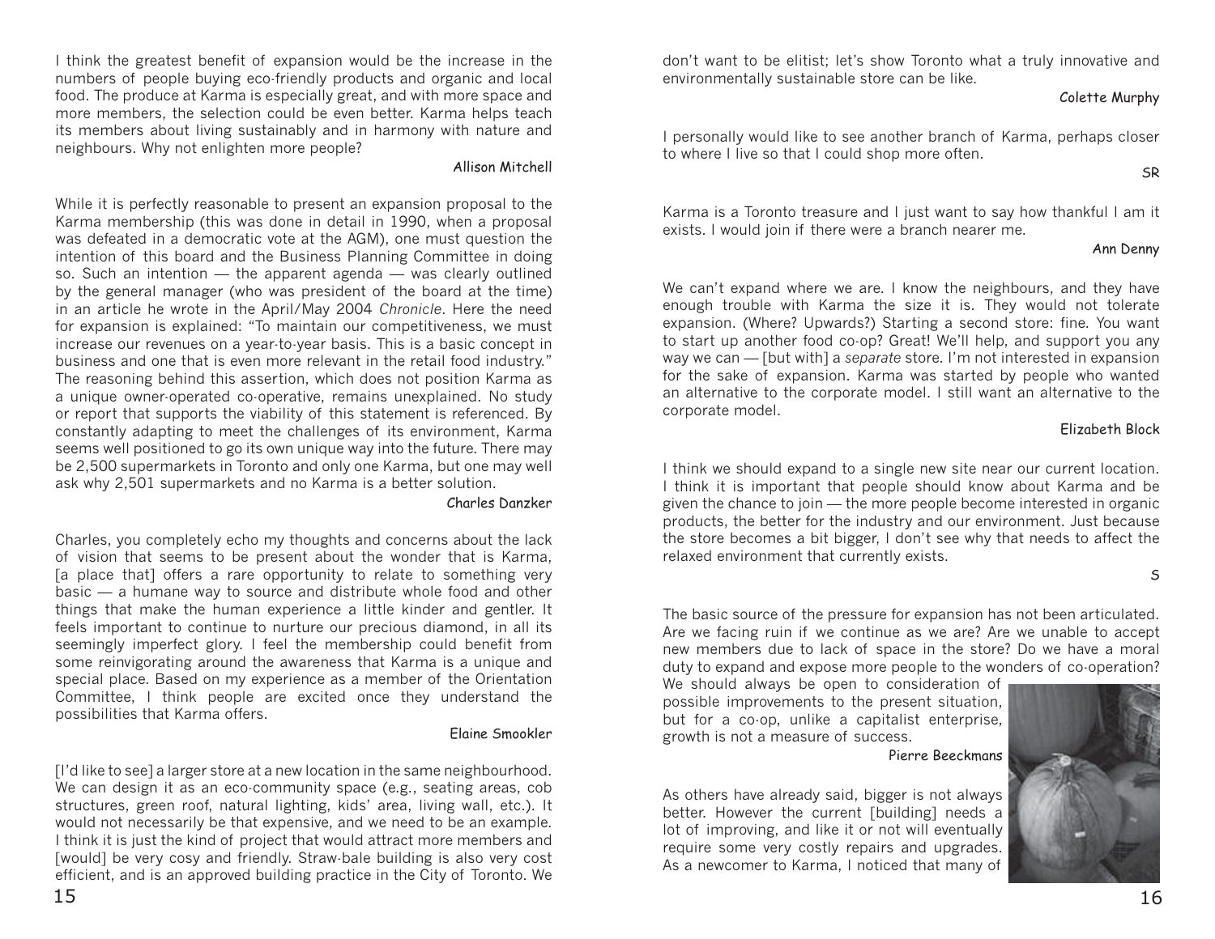I think the greatest benefit of expansion would be the increase in the numbers of people buying eco-friendly products and organic and local food. The produce at Karma is especially great, and with more space and more members, the selection could be even better. Karma helps teach its members about living sustainably and in harmony with nature and neighbours. Why not enlighten more people?

Allison Mitchell

While it is perfectly reasonable to present an expansion proposal to the Karma membership (this was done in detail in 1990, when a proposal was defeated in a democratic vote at the AGM), one must question the intention of this board and the Business Planning Committee in doing so. Such an intention — the apparent agenda — was clearly outlined by the general manager (who was president of the board at the time) in an article he wrote in the April/May 2004 *Chronicle*. Here the need for expansion is explained: "To maintain our competitiveness, we must increase our revenues on a year-to-year basis. This is a basic concept in business and one that is even more relevant in the retail food industry." The reasoning behind this assertion, which does not position Karma as a unique owner-operated co-operative, remains unexplained. No study or report that supports the viability of this statement is referenced. By constantly adapting to meet the challenges of its environment, Karma seems well positioned to go its own unique way into the future. There may be 2,500 supermarkets in Toronto and only one Karma, but one may well ask why 2,501 supermarkets and no Karma is a better solution.

Charles Danzker

Charles, you completely echo my thoughts and concerns about the lack of vision that seems to be present about the wonder that is Karma, [a place that] offers a rare opportunity to relate to something very basic — a humane way to source and distribute whole food and other things that make the human experience a little kinder and gentler. It feels important to continue to nurture our precious diamond, in all its seemingly imperfect glory. I feel the membership could benefit from some reinvigorating around the awareness that Karma is a unique and special place. Based on my experience as a member of the Orientation Committee, I think people are excited once they understand the possibilities that Karma offers.

Elaine Smookler

[I'd like to see] a larger store at a new location in the same neighbourhood. We can design it as an eco-community space (e.g., seating areas, cob structures, green roof, natural lighting, kids' area, living wall, etc.). It would not necessarily be that expensive, and we need to be an example. I think it is just the kind of project that would attract more members and [would] be very cosy and friendly. Straw-bale building is also very cost efficient, and is an approved building practice in the City of Toronto. We don't want to be elitist; let's show Toronto what a truly innovative and environmentally sustainable store can be like.

Colette Murphy

I personally would like to see another branch of Karma, perhaps closer to where I live so that I could shop more often.

SR

Karma is a Toronto treasure and I just want to say how thankful I am it exists. I would join if there were a branch nearer me.

Ann Denny

We can't expand where we are. I know the neighbours, and they have enough trouble with Karma the size it is. They would not tolerate expansion. (Where? Upwards?) Starting a second store: fine. You want to start up another food co-op? Great! We'll help, and support you any way we can — [but with] a *separate* store. I'm not interested in expansion for the sake of expansion. Karma was started by people who wanted an alternative to the corporate model. I still want an alternative to the corporate model.

Elizabeth Block

I think we should expand to a single new site near our current location. I think it is important that people should know about Karma and be given the chance to join — the more people become interested in organic products, the better for the industry and our environment. Just because the store becomes a bit bigger, I don't see why that needs to affect the relaxed environment that currently exists.

S

The basic source of the pressure for expansion has not been articulated. Are we facing ruin if we continue as we are? Are we unable to accept new members due to lack of space in the store? Do we have a moral duty to expand and expose more people to the wonders of co-operation? We should always be open to consideration of possible improvements to the present situation, but for a co-op, unlike a capitalist enterprise, growth is not a measure of success.

Pierre Beeckmans

As others have already said, bigger is not always better. However the current [building] needs a lot of improving, and like it or not will eventually require some very costly repairs and upgrades. As a newcomer to Karma, I noticed that many of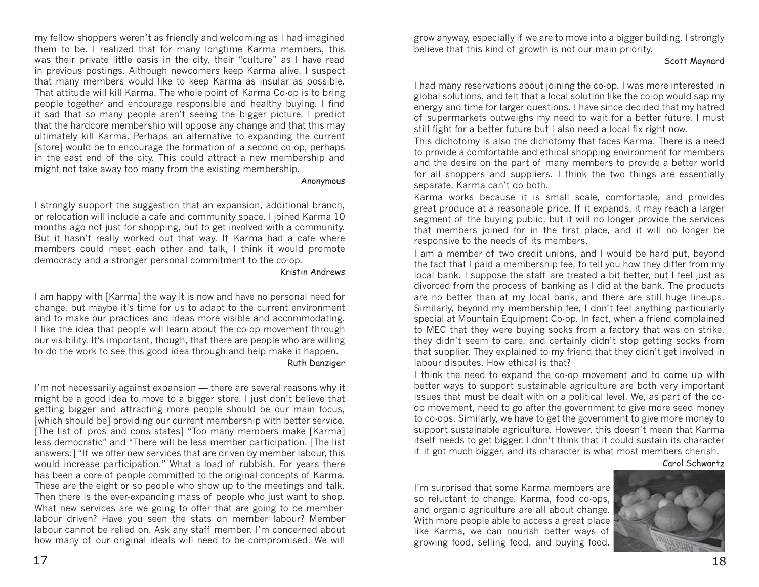my fellow shoppers weren't as friendly and welcoming as I had imagined them to be. I realized that for many longtime Karma members, this was their private little oasis in the city, their "culture" as I have read in previous postings. Although newcomers keep Karma alive, I suspect that many members would like to keep Karma as insular as possible. That attitude will kill Karma. The whole point of Karma Co-op is to bring people together and encourage responsible and healthy buying. I find it sad that so many people aren't seeing the bigger picture. I predict that the hardcore membership will oppose any change and that this may ultimately kill Karma. Perhaps an alternative to expanding the current [store] would be to encourage the formation of a second co-op, perhaps in the east end of the city. This could attract a new membership and might not take away too many from the existing membership.

Anonymous

I strongly support the suggestion that an expansion, additional branch, or relocation will include a cafe and community space. I joined Karma 10 months ago not just for shopping, but to get involved with a community. But it hasn't really worked out that way. If Karma had a cafe where members could meet each other and talk, I think it would promote democracy and a stronger personal commitment to the co-op.

Kristin Andrews

I am happy with [Karma] the way it is now and have no personal need for change, but maybe it's time for us to adapt to the current environment and to make our practices and ideas more visible and accommodating. I like the idea that people will learn about the co-op movement through our visibility. It's important, though, that there are people who are willing to do the work to see this good idea through and help make it happen.

Ruth Danziger

I'm not necessarily against expansion — there are several reasons why it might be a good idea to move to a bigger store. I just don't believe that getting bigger and attracting more people should be our main focus, [which should be] providing our current membership with better service. [The list of pros and cons states] "Too many members make [Karma] less democratic" and "There will be less member participation. [The list answers:] "If we offer new services that are driven by member labour, this would increase participation." What a load of rubbish. For years there has been a core of people committed to the original concepts of Karma. These are the eight or so people who show up to the meetings and talk. Then there is the ever-expanding mass of people who just want to shop. What new services are we going to offer that are going to be member-labour driven? Have you seen the stats on member labour? Member labour cannot be relied on. Ask any staff member. I'm concerned about how many of our original ideals will need to be compromised. We will grow anyway, especially if we are to move into a bigger building. I strongly believe that this kind of growth is not our main priority.

Scott Maynard

I had many reservations about joining the co-op. I was more interested in global solutions, and felt that a local solution like the co-op would sap my energy and time for larger questions. I have since decided that my hatred of supermarkets outweighs my need to wait for a better future. I must still fight for a better future but I also need a local fix right now.

This dichotomy is also the dichotomy that faces Karma. There is a need to provide a comfortable and ethical shopping environment for members and the desire on the part of many members to provide a better world for all shoppers and suppliers. I think the two things are essentially separate. Karma can't do both.

Karma works because it is small scale, comfortable, and provides great produce at a reasonable price. If it expands, it may reach a larger segment of the buying public, but it will no longer provide the services that members joined for in the first place, and it will no longer be responsive to the needs of its members.

I am a member of two credit unions, and I would be hard put, beyond the fact that I paid a membership fee, to tell you how they differ from my local bank. I suppose the staff are treated a bit better, but I feel just as divorced from the process of banking as I did at the bank. The products are no better than at my local bank, and there are still huge lineups. Similarly, beyond my membership fee, I don't feel anything particularly special at Mountain Equipment Co-op. In fact, when a friend complained to MEC that they were buying socks from a factory that was on strike, they didn't seem to care, and certainly didn't stop getting socks from that supplier. They explained to my friend that they didn't get involved in labour disputes. How ethical is that?

I think the need to expand the co-op movement and to come up with better ways to support sustainable agriculture are both very important issues that must be dealt with on a political level. We, as part of the co-op movement, need to go after the government to give more seed money to co-ops. Similarly, we have to get the government to give more money to support sustainable agriculture. However, this doesn't mean that Karma itself needs to get bigger. I don't think that it could sustain its character if it got much bigger, and its character is what most members cherish.

Carol Schwartz

I'm surprised that some Karma members are so reluctant to change. Karma, food co-ops, and organic agriculture are all about change. With more people able to access a great place like Karma, we can nourish better ways of growing food, selling food, and buying food.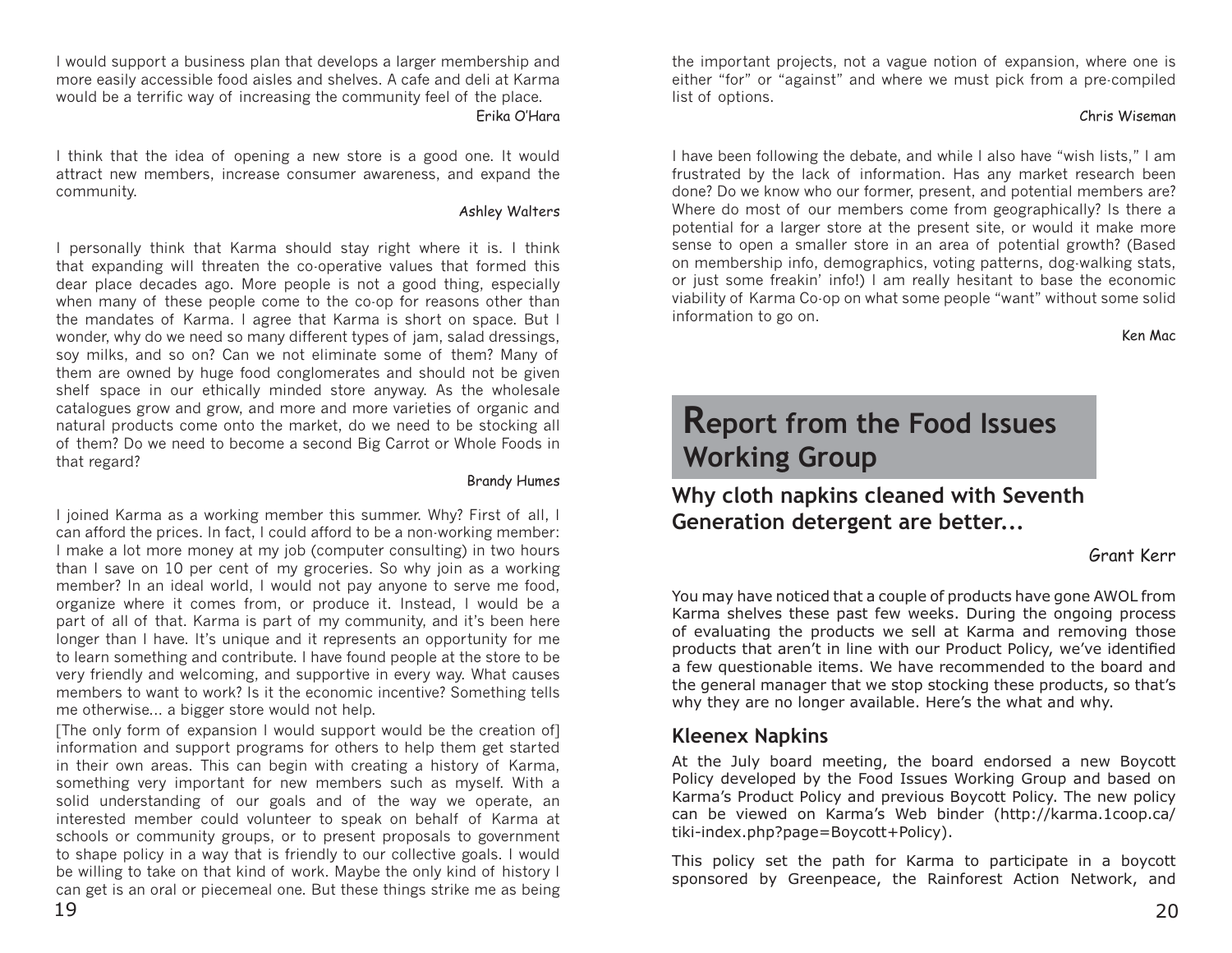I would support a business plan that develops a larger membership and more easily accessible food aisles and shelves. A cafe and deli at Karma would be a terrific way of increasing the community feel of the place.

Erika O'Hara

I think that the idea of opening a new store is a good one. It would attract new members, increase consumer awareness, and expand the community.

Ashley Walters

I personally think that Karma should stay right where it is. I think that expanding will threaten the co-operative values that formed this dear place decades ago. More people is not a good thing, especially when many of these people come to the co-op for reasons other than the mandates of Karma. I agree that Karma is short on space. But I wonder, why do we need so many different types of jam, salad dressings, soy milks, and so on? Can we not eliminate some of them? Many of them are owned by huge food conglomerates and should not be given shelf space in our ethically minded store anyway. As the wholesale catalogues grow and grow, and more and more varieties of organic and natural products come onto the market, do we need to be stocking all of them? Do we need to become a second Big Carrot or Whole Foods in that regard?

Brandy Humes

I joined Karma as a working member this summer. Why? First of all, I can afford the prices. In fact, I could afford to be a non-working member: I make a lot more money at my job (computer consulting) in two hours than I save on 10 per cent of my groceries. So why join as a working member? In an ideal world, I would not pay anyone to serve me food, organize where it comes from, or produce it. Instead, I would be a part of all of that. Karma is part of my community, and it's been here longer than I have. It's unique and it represents an opportunity for me to learn something and contribute. I have found people at the store to be very friendly and welcoming, and supportive in every way. What causes members to want to work? Is it the economic incentive? Something tells me otherwise... a bigger store would not help.

[The only form of expansion I would support would be the creation of] information and support programs for others to help them get started in their own areas. This can begin with creating a history of Karma, something very important for new members such as myself. With a solid understanding of our goals and of the way we operate, an interested member could volunteer to speak on behalf of Karma at schools or community groups, or to present proposals to government to shape policy in a way that is friendly to our collective goals. I would be willing to take on that kind of work. Maybe the only kind of history I can get is an oral or piecemeal one. But these things strike me as being the important projects, not a vague notion of expansion, where one is either "for" or "against" and where we must pick from a pre-compiled list of options.

Chris Wiseman

I have been following the debate, and while I also have "wish lists," I am frustrated by the lack of information. Has any market research been done? Do we know who our former, present, and potential members are? Where do most of our members come from geographically? Is there a potential for a larger store at the present site, or would it make more sense to open a smaller store in an area of potential growth? (Based on membership info, demographics, voting patterns, dog-walking stats, or just some freakin' info!) I am really hesitant to base the economic viability of Karma Co-op on what some people "want" without some solid information to go on.

Ken Mac

# Report from the Food Issues Working Group

## Why cloth napkins cleaned with Seventh Generation detergent are better...

Grant Kerr

You may have noticed that a couple of products have gone AWOL from Karma shelves these past few weeks. During the ongoing process of evaluating the products we sell at Karma and removing those products that aren't in line with our Product Policy, we've identified a few questionable items. We have recommended to the board and the general manager that we stop stocking these products, so that's why they are no longer available. Here's the what and why.

### Kleenex Napkins

At the July board meeting, the board endorsed a new Boycott Policy developed by the Food Issues Working Group and based on Karma's Product Policy and previous Boycott Policy. The new policy can be viewed on Karma's Web binder (http://karma.1coop.ca/tiki-index.php?page=Boycott+Policy).

This policy set the path for Karma to participate in a boycott sponsored by Greenpeace, the Rainforest Action Network, and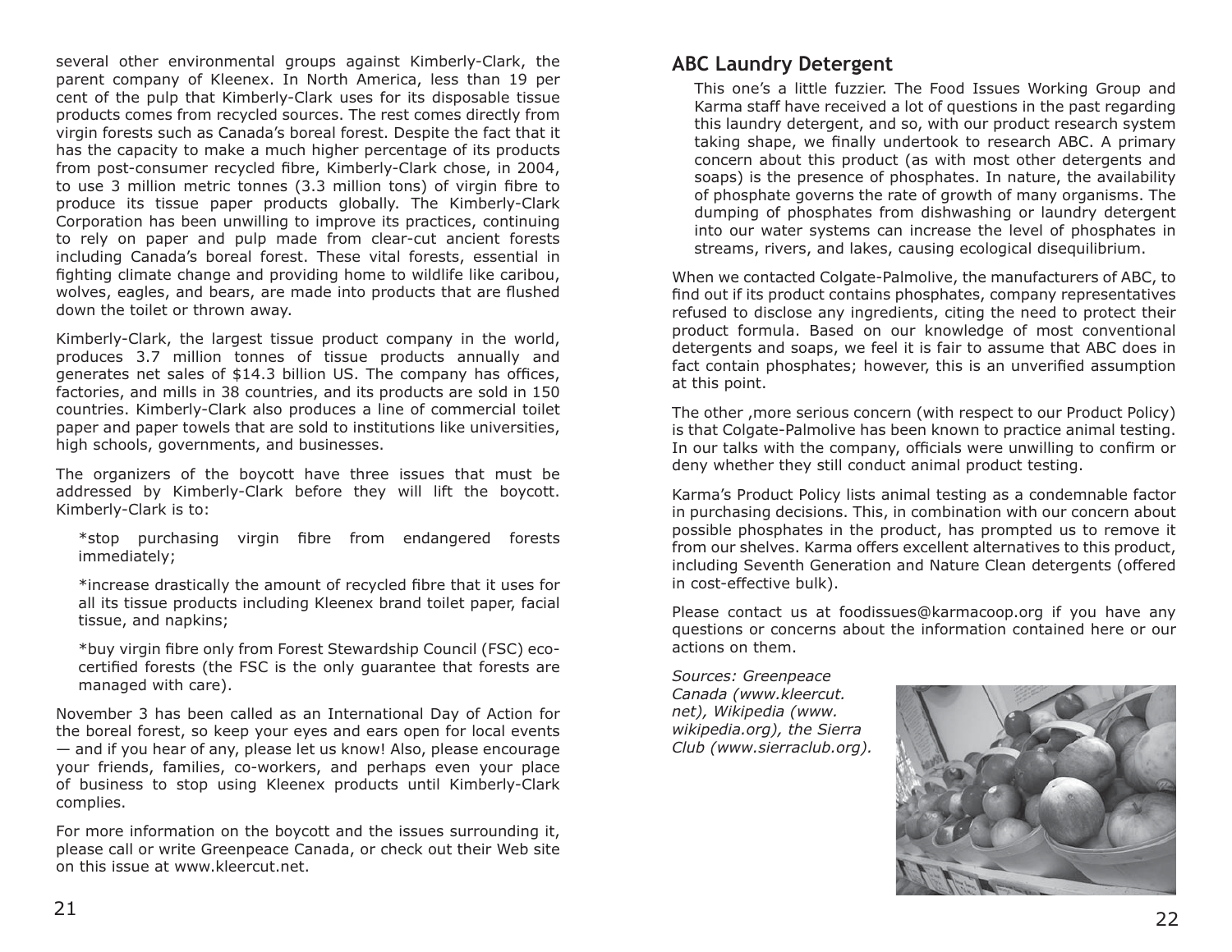several other environmental groups against Kimberly-Clark, the parent company of Kleenex. In North America, less than 19 per cent of the pulp that Kimberly-Clark uses for its disposable tissue products comes from recycled sources. The rest comes directly from virgin forests such as Canada's boreal forest. Despite the fact that it has the capacity to make a much higher percentage of its products from post-consumer recycled fibre, Kimberly-Clark chose, in 2004, to use 3 million metric tonnes (3.3 million tons) of virgin fibre to produce its tissue paper products globally. The Kimberly-Clark Corporation has been unwilling to improve its practices, continuing to rely on paper and pulp made from clear-cut ancient forests including Canada's boreal forest. These vital forests, essential in fighting climate change and providing home to wildlife like caribou, wolves, eagles, and bears, are made into products that are flushed down the toilet or thrown away.

Kimberly-Clark, the largest tissue product company in the world, produces 3.7 million tonnes of tissue products annually and generates net sales of $14.3 billion US. The company has offices, factories, and mills in 38 countries, and its products are sold in 150 countries. Kimberly-Clark also produces a line of commercial toilet paper and paper towels that are sold to institutions like universities, high schools, governments, and businesses.

The organizers of the boycott have three issues that must be addressed by Kimberly-Clark before they will lift the boycott. Kimberly-Clark is to:

*stop purchasing virgin fibre from endangered forests immediately;

*increase drastically the amount of recycled fibre that it uses for all its tissue products including Kleenex brand toilet paper, facial tissue, and napkins;

*buy virgin fibre only from Forest Stewardship Council (FSC) eco-certified forests (the FSC is the only guarantee that forests are managed with care).

November 3 has been called as an International Day of Action for the boreal forest, so keep your eyes and ears open for local events — and if you hear of any, please let us know! Also, please encourage your friends, families, co-workers, and perhaps even your place of business to stop using Kleenex products until Kimberly-Clark complies.

For more information on the boycott and the issues surrounding it, please call or write Greenpeace Canada, or check out their Web site on this issue at www.kleercut.net.

## ABC Laundry Detergent

This one's a little fuzzier. The Food Issues Working Group and Karma staff have received a lot of questions in the past regarding this laundry detergent, and so, with our product research system taking shape, we finally undertook to research ABC. A primary concern about this product (as with most other detergents and soaps) is the presence of phosphates. In nature, the availability of phosphate governs the rate of growth of many organisms. The dumping of phosphates from dishwashing or laundry detergent into our water systems can increase the level of phosphates in streams, rivers, and lakes, causing ecological disequilibrium.

When we contacted Colgate-Palmolive, the manufacturers of ABC, to find out if its product contains phosphates, company representatives refused to disclose any ingredients, citing the need to protect their product formula. Based on our knowledge of most conventional detergents and soaps, we feel it is fair to assume that ABC does in fact contain phosphates; however, this is an unverified assumption at this point.

The other ,more serious concern (with respect to our Product Policy) is that Colgate-Palmolive has been known to practice animal testing. In our talks with the company, officials were unwilling to confirm or deny whether they still conduct animal product testing.

Karma's Product Policy lists animal testing as a condemnable factor in purchasing decisions. This, in combination with our concern about possible phosphates in the product, has prompted us to remove it from our shelves. Karma offers excellent alternatives to this product, including Seventh Generation and Nature Clean detergents (offered in cost-effective bulk).

Please contact us at foodissues@karmacoop.org if you have any questions or concerns about the information contained here or our actions on them.

*Sources: Greenpeace Canada (www.kleercut.net), Wikipedia (www.wikipedia.org), the Sierra Club (www.sierraclub.org).*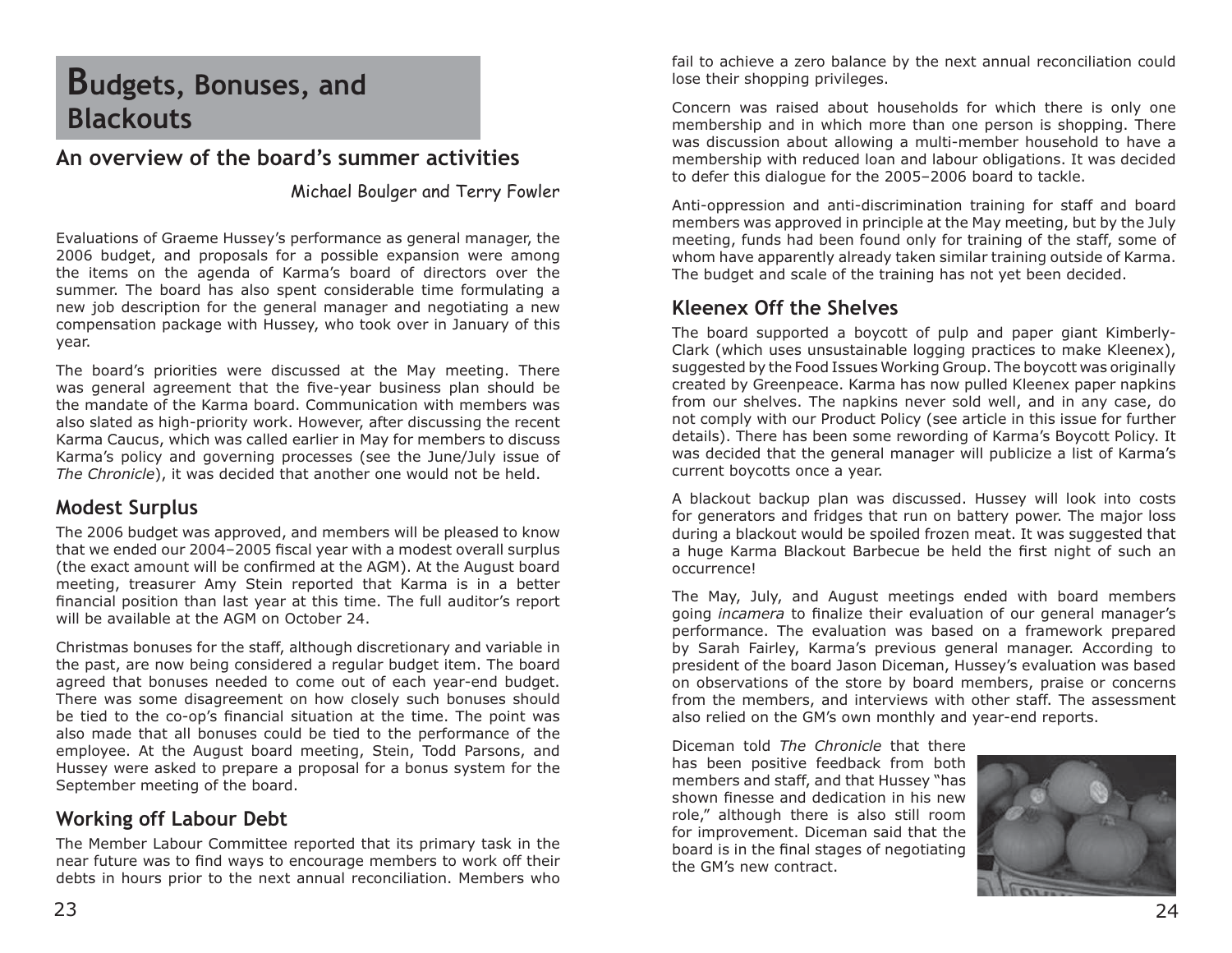# Budgets, Bonuses, and Blackouts

## An overview of the board's summer activities

Michael Boulger and Terry Fowler

Evaluations of Graeme Hussey's performance as general manager, the 2006 budget, and proposals for a possible expansion were among the items on the agenda of Karma's board of directors over the summer. The board has also spent considerable time formulating a new job description for the general manager and negotiating a new compensation package with Hussey, who took over in January of this year.

The board's priorities were discussed at the May meeting. There was general agreement that the five-year business plan should be the mandate of the Karma board. Communication with members was also slated as high-priority work. However, after discussing the recent Karma Caucus, which was called earlier in May for members to discuss Karma's policy and governing processes (see the June/July issue of *The Chronicle*), it was decided that another one would not be held.

### Modest Surplus

The 2006 budget was approved, and members will be pleased to know that we ended our 2004–2005 fiscal year with a modest overall surplus (the exact amount will be confirmed at the AGM). At the August board meeting, treasurer Amy Stein reported that Karma is in a better financial position than last year at this time. The full auditor's report will be available at the AGM on October 24.

Christmas bonuses for the staff, although discretionary and variable in the past, are now being considered a regular budget item. The board agreed that bonuses needed to come out of each year-end budget. There was some disagreement on how closely such bonuses should be tied to the co-op's financial situation at the time. The point was also made that all bonuses could be tied to the performance of the employee. At the August board meeting, Stein, Todd Parsons, and Hussey were asked to prepare a proposal for a bonus system for the September meeting of the board.

### Working off Labour Debt

The Member Labour Committee reported that its primary task in the near future was to find ways to encourage members to work off their debts in hours prior to the next annual reconciliation. Members who fail to achieve a zero balance by the next annual reconciliation could lose their shopping privileges.

Concern was raised about households for which there is only one membership and in which more than one person is shopping. There was discussion about allowing a multi-member household to have a membership with reduced loan and labour obligations. It was decided to defer this dialogue for the 2005–2006 board to tackle.

Anti-oppression and anti-discrimination training for staff and board members was approved in principle at the May meeting, but by the July meeting, funds had been found only for training of the staff, some of whom have apparently already taken similar training outside of Karma. The budget and scale of the training has not yet been decided.

### Kleenex Off the Shelves

The board supported a boycott of pulp and paper giant Kimberly-Clark (which uses unsustainable logging practices to make Kleenex), suggested by the Food Issues Working Group. The boycott was originally created by Greenpeace. Karma has now pulled Kleenex paper napkins from our shelves. The napkins never sold well, and in any case, do not comply with our Product Policy (see article in this issue for further details). There has been some rewording of Karma's Boycott Policy. It was decided that the general manager will publicize a list of Karma's current boycotts once a year.

A blackout backup plan was discussed. Hussey will look into costs for generators and fridges that run on battery power. The major loss during a blackout would be spoiled frozen meat. It was suggested that a huge Karma Blackout Barbecue be held the first night of such an occurrence!

The May, July, and August meetings ended with board members going *incamera* to finalize their evaluation of our general manager's performance. The evaluation was based on a framework prepared by Sarah Fairley, Karma's previous general manager. According to president of the board Jason Diceman, Hussey's evaluation was based on observations of the store by board members, praise or concerns from the members, and interviews with other staff. The assessment also relied on the GM's own monthly and year-end reports.

Diceman told *The Chronicle* that there has been positive feedback from both members and staff, and that Hussey "has shown finesse and dedication in his new role," although there is also still room for improvement. Diceman said that the board is in the final stages of negotiating the GM's new contract.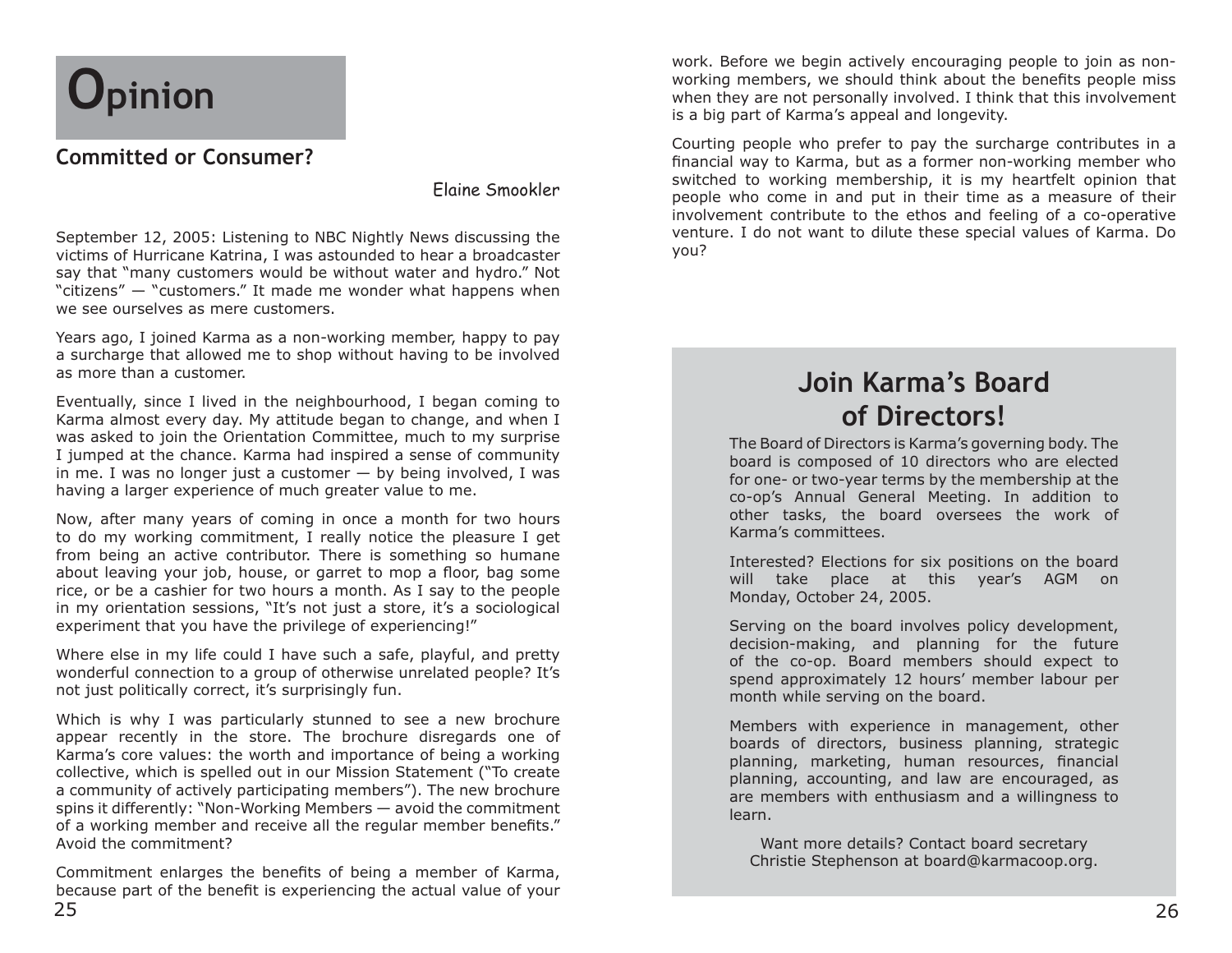# Opinion

## Committed or Consumer?

Elaine Smookler

September 12, 2005: Listening to NBC Nightly News discussing the victims of Hurricane Katrina, I was astounded to hear a broadcaster say that "many customers would be without water and hydro." Not "citizens" — "customers." It made me wonder what happens when we see ourselves as mere customers.

Years ago, I joined Karma as a non-working member, happy to pay a surcharge that allowed me to shop without having to be involved as more than a customer.

Eventually, since I lived in the neighbourhood, I began coming to Karma almost every day. My attitude began to change, and when I was asked to join the Orientation Committee, much to my surprise I jumped at the chance. Karma had inspired a sense of community in me. I was no longer just a customer — by being involved, I was having a larger experience of much greater value to me.

Now, after many years of coming in once a month for two hours to do my working commitment, I really notice the pleasure I get from being an active contributor. There is something so humane about leaving your job, house, or garret to mop a floor, bag some rice, or be a cashier for two hours a month. As I say to the people in my orientation sessions, "It's not just a store, it's a sociological experiment that you have the privilege of experiencing!"

Where else in my life could I have such a safe, playful, and pretty wonderful connection to a group of otherwise unrelated people? It's not just politically correct, it's surprisingly fun.

Which is why I was particularly stunned to see a new brochure appear recently in the store. The brochure disregards one of Karma's core values: the worth and importance of being a working collective, which is spelled out in our Mission Statement ("To create a community of actively participating members"). The new brochure spins it differently: "Non-Working Members — avoid the commitment of a working member and receive all the regular member benefits." Avoid the commitment?

Commitment enlarges the benefits of being a member of Karma, because part of the benefit is experiencing the actual value of your work. Before we begin actively encouraging people to join as non-working members, we should think about the benefits people miss when they are not personally involved. I think that this involvement is a big part of Karma's appeal and longevity.

Courting people who prefer to pay the surcharge contributes in a financial way to Karma, but as a former non-working member who switched to working membership, it is my heartfelt opinion that people who come in and put in their time as a measure of their involvement contribute to the ethos and feeling of a co-operative venture. I do not want to dilute these special values of Karma. Do you?

## Join Karma's Board of Directors!

The Board of Directors is Karma's governing body. The board is composed of 10 directors who are elected for one- or two-year terms by the membership at the co-op's Annual General Meeting. In addition to other tasks, the board oversees the work of Karma's committees.

Interested? Elections for six positions on the board will take place at this year's AGM on Monday, October 24, 2005.

Serving on the board involves policy development, decision-making, and planning for the future of the co-op. Board members should expect to spend approximately 12 hours' member labour per month while serving on the board.

Members with experience in management, other boards of directors, business planning, strategic planning, marketing, human resources, financial planning, accounting, and law are encouraged, as are members with enthusiasm and a willingness to learn.

Want more details? Contact board secretary Christie Stephenson at board@karmacoop.org.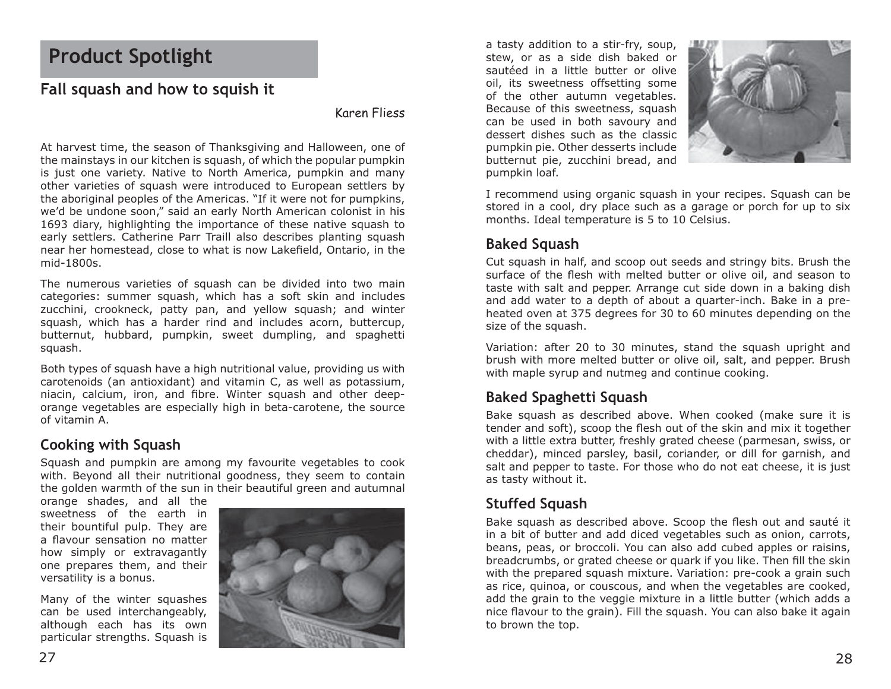## Product Spotlight

### Fall squash and how to squish it

Karen Fliess

At harvest time, the season of Thanksgiving and Halloween, one of the mainstays in our kitchen is squash, of which the popular pumpkin is just one variety. Native to North America, pumpkin and many other varieties of squash were introduced to European settlers by the aboriginal peoples of the Americas. "If it were not for pumpkins, we'd be undone soon," said an early North American colonist in his 1693 diary, highlighting the importance of these native squash to early settlers. Catherine Parr Traill also describes planting squash near her homestead, close to what is now Lakefield, Ontario, in the mid-1800s.

The numerous varieties of squash can be divided into two main categories: summer squash, which has a soft skin and includes zucchini, crookneck, patty pan, and yellow squash; and winter squash, which has a harder rind and includes acorn, buttercup, butternut, hubbard, pumpkin, sweet dumpling, and spaghetti squash.

Both types of squash have a high nutritional value, providing us with carotenoids (an antioxidant) and vitamin C, as well as potassium, niacin, calcium, iron, and fibre. Winter squash and other deep-orange vegetables are especially high in beta-carotene, the source of vitamin A.

### Cooking with Squash

Squash and pumpkin are among my favourite vegetables to cook with. Beyond all their nutritional goodness, they seem to contain the golden warmth of the sun in their beautiful green and autumnal orange shades, and all the sweetness of the earth in their bountiful pulp. They are a flavour sensation no matter how simply or extravagantly one prepares them, and their versatility is a bonus.

Many of the winter squashes can be used interchangeably, although each has its own particular strengths. Squash is a tasty addition to a stir-fry, soup, stew, or as a side dish baked or sautéed in a little butter or olive oil, its sweetness offsetting some of the other autumn vegetables. Because of this sweetness, squash can be used in both savoury and dessert dishes such as the classic pumpkin pie. Other desserts include butternut pie, zucchini bread, and pumpkin loaf.

I recommend using organic squash in your recipes. Squash can be stored in a cool, dry place such as a garage or porch for up to six months. Ideal temperature is 5 to 10 Celsius.

### Baked Squash

Cut squash in half, and scoop out seeds and stringy bits. Brush the surface of the flesh with melted butter or olive oil, and season to taste with salt and pepper. Arrange cut side down in a baking dish and add water to a depth of about a quarter-inch. Bake in a pre-heated oven at 375 degrees for 30 to 60 minutes depending on the size of the squash.

Variation: after 20 to 30 minutes, stand the squash upright and brush with more melted butter or olive oil, salt, and pepper. Brush with maple syrup and nutmeg and continue cooking.

### Baked Spaghetti Squash

Bake squash as described above. When cooked (make sure it is tender and soft), scoop the flesh out of the skin and mix it together with a little extra butter, freshly grated cheese (parmesan, swiss, or cheddar), minced parsley, basil, coriander, or dill for garnish, and salt and pepper to taste. For those who do not eat cheese, it is just as tasty without it.

### Stuffed Squash

Bake squash as described above. Scoop the flesh out and sauté it in a bit of butter and add diced vegetables such as onion, carrots, beans, peas, or broccoli. You can also add cubed apples or raisins, breadcrumbs, or grated cheese or quark if you like. Then fill the skin with the prepared squash mixture. Variation: pre-cook a grain such as rice, quinoa, or couscous, and when the vegetables are cooked, add the grain to the veggie mixture in a little butter (which adds a nice flavour to the grain). Fill the squash. You can also bake it again to brown the top.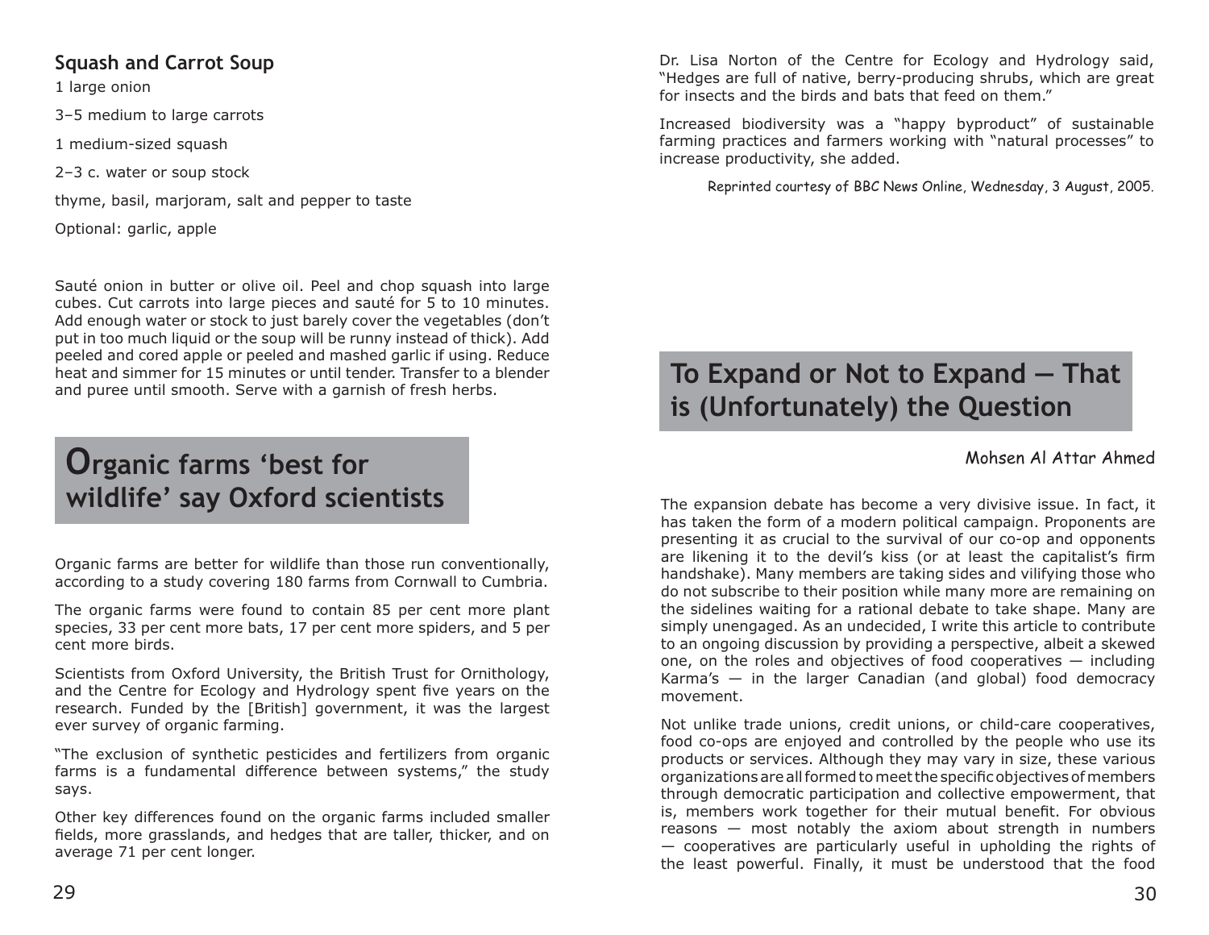## Squash and Carrot Soup

1 large onion

3–5 medium to large carrots

1 medium-sized squash

2–3 c. water or soup stock

thyme, basil, marjoram, salt and pepper to taste

Optional: garlic, apple

Sauté onion in butter or olive oil. Peel and chop squash into large cubes. Cut carrots into large pieces and sauté for 5 to 10 minutes. Add enough water or stock to just barely cover the vegetables (don't put in too much liquid or the soup will be runny instead of thick). Add peeled and cored apple or peeled and mashed garlic if using. Reduce heat and simmer for 15 minutes or until tender. Transfer to a blender and puree until smooth. Serve with a garnish of fresh herbs.

## Organic farms 'best for wildlife' say Oxford scientists

Organic farms are better for wildlife than those run conventionally, according to a study covering 180 farms from Cornwall to Cumbria.

The organic farms were found to contain 85 per cent more plant species, 33 per cent more bats, 17 per cent more spiders, and 5 per cent more birds.

Scientists from Oxford University, the British Trust for Ornithology, and the Centre for Ecology and Hydrology spent five years on the research. Funded by the [British] government, it was the largest ever survey of organic farming.

"The exclusion of synthetic pesticides and fertilizers from organic farms is a fundamental difference between systems," the study says.

Other key differences found on the organic farms included smaller fields, more grasslands, and hedges that are taller, thicker, and on average 71 per cent longer.

Dr. Lisa Norton of the Centre for Ecology and Hydrology said, "Hedges are full of native, berry-producing shrubs, which are great for insects and the birds and bats that feed on them."

Increased biodiversity was a "happy byproduct" of sustainable farming practices and farmers working with "natural processes" to increase productivity, she added.

Reprinted courtesy of BBC News Online, Wednesday, 3 August, 2005.

## To Expand or Not to Expand — That is (Unfortunately) the Question

Mohsen Al Attar Ahmed

The expansion debate has become a very divisive issue. In fact, it has taken the form of a modern political campaign. Proponents are presenting it as crucial to the survival of our co-op and opponents are likening it to the devil's kiss (or at least the capitalist's firm handshake). Many members are taking sides and vilifying those who do not subscribe to their position while many more are remaining on the sidelines waiting for a rational debate to take shape. Many are simply unengaged. As an undecided, I write this article to contribute to an ongoing discussion by providing a perspective, albeit a skewed one, on the roles and objectives of food cooperatives — including Karma's — in the larger Canadian (and global) food democracy movement.

Not unlike trade unions, credit unions, or child-care cooperatives, food co-ops are enjoyed and controlled by the people who use its products or services. Although they may vary in size, these various organizations are all formed to meet the specific objectives of members through democratic participation and collective empowerment, that is, members work together for their mutual benefit. For obvious reasons — most notably the axiom about strength in numbers — cooperatives are particularly useful in upholding the rights of the least powerful. Finally, it must be understood that the food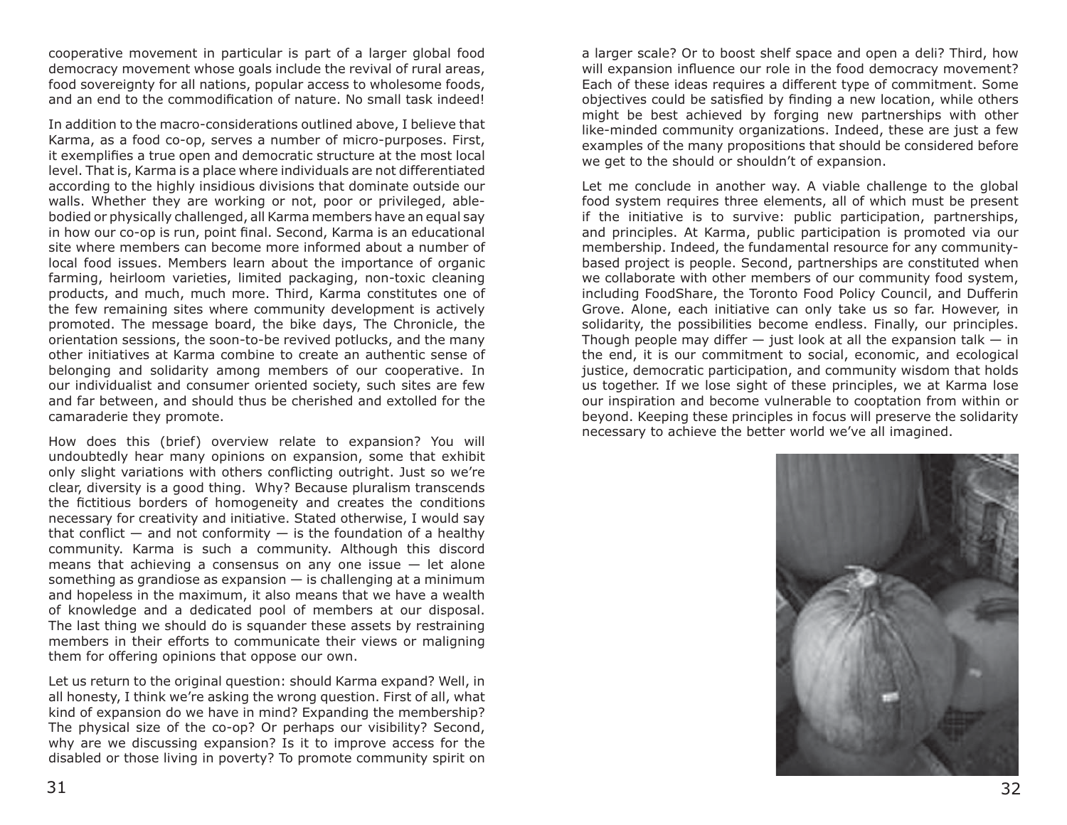cooperative movement in particular is part of a larger global food democracy movement whose goals include the revival of rural areas, food sovereignty for all nations, popular access to wholesome foods, and an end to the commodification of nature. No small task indeed!

In addition to the macro-considerations outlined above, I believe that Karma, as a food co-op, serves a number of micro-purposes. First, it exemplifies a true open and democratic structure at the most local level. That is, Karma is a place where individuals are not differentiated according to the highly insidious divisions that dominate outside our walls. Whether they are working or not, poor or privileged, able-bodied or physically challenged, all Karma members have an equal say in how our co-op is run, point final. Second, Karma is an educational site where members can become more informed about a number of local food issues. Members learn about the importance of organic farming, heirloom varieties, limited packaging, non-toxic cleaning products, and much, much more. Third, Karma constitutes one of the few remaining sites where community development is actively promoted. The message board, the bike days, The Chronicle, the orientation sessions, the soon-to-be revived potlucks, and the many other initiatives at Karma combine to create an authentic sense of belonging and solidarity among members of our cooperative. In our individualist and consumer oriented society, such sites are few and far between, and should thus be cherished and extolled for the camaraderie they promote.

How does this (brief) overview relate to expansion? You will undoubtedly hear many opinions on expansion, some that exhibit only slight variations with others conflicting outright. Just so we're clear, diversity is a good thing. Why? Because pluralism transcends the fictitious borders of homogeneity and creates the conditions necessary for creativity and initiative. Stated otherwise, I would say that conflict — and not conformity — is the foundation of a healthy community. Karma is such a community. Although this discord means that achieving a consensus on any one issue — let alone something as grandiose as expansion — is challenging at a minimum and hopeless in the maximum, it also means that we have a wealth of knowledge and a dedicated pool of members at our disposal. The last thing we should do is squander these assets by restraining members in their efforts to communicate their views or maligning them for offering opinions that oppose our own.

Let us return to the original question: should Karma expand? Well, in all honesty, I think we're asking the wrong question. First of all, what kind of expansion do we have in mind? Expanding the membership? The physical size of the co-op? Or perhaps our visibility? Second, why are we discussing expansion? Is it to improve access for the disabled or those living in poverty? To promote community spirit on a larger scale? Or to boost shelf space and open a deli? Third, how will expansion influence our role in the food democracy movement? Each of these ideas requires a different type of commitment. Some objectives could be satisfied by finding a new location, while others might be best achieved by forging new partnerships with other like-minded community organizations. Indeed, these are just a few examples of the many propositions that should be considered before we get to the should or shouldn't of expansion.

Let me conclude in another way. A viable challenge to the global food system requires three elements, all of which must be present if the initiative is to survive: public participation, partnerships, and principles. At Karma, public participation is promoted via our membership. Indeed, the fundamental resource for any community-based project is people. Second, partnerships are constituted when we collaborate with other members of our community food system, including FoodShare, the Toronto Food Policy Council, and Dufferin Grove. Alone, each initiative can only take us so far. However, in solidarity, the possibilities become endless. Finally, our principles. Though people may differ — just look at all the expansion talk — in the end, it is our commitment to social, economic, and ecological justice, democratic participation, and community wisdom that holds us together. If we lose sight of these principles, we at Karma lose our inspiration and become vulnerable to cooptation from within or beyond. Keeping these principles in focus will preserve the solidarity necessary to achieve the better world we've all imagined.